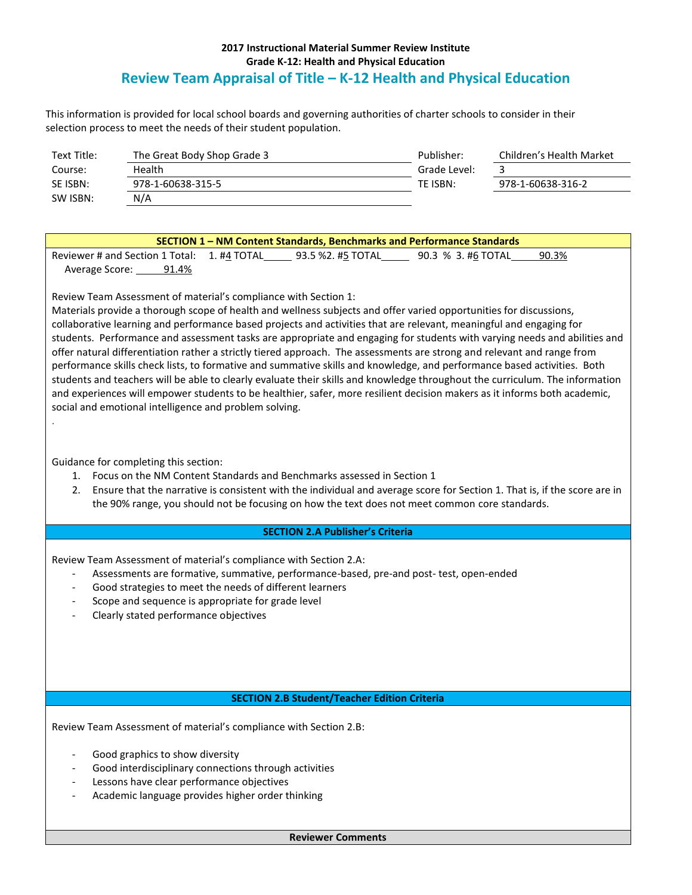**2017 Instructional Material Summer Review Institute**
**Grade K-12: Health and Physical Education**

# Review Team Appraisal of Title – K-12 Health and Physical Education

This information is provided for local school boards and governing authorities of charter schools to consider in their selection process to meet the needs of their student population.

| | | | |
|---|---|---|---|
| Text Title: | The Great Body Shop Grade 3 | Publisher: | Children's Health Market |
| Course: | Health | Grade Level: | 3 |
| SE ISBN: | 978-1-60638-315-5 | TE ISBN: | 978-1-60638-316-2 |
| SW ISBN: | N/A | | |

**SECTION 1 – NM Content Standards, Benchmarks and Performance Standards**

Reviewer # and Section 1 Total: 1. #4 TOTAL 93.5 % 2. #5 TOTAL 90.3 % 3. #6 TOTAL 90.3%
Average Score: 91.4%

Review Team Assessment of material's compliance with Section 1:
Materials provide a thorough scope of health and wellness subjects and offer varied opportunities for discussions, collaborative learning and performance based projects and activities that are relevant, meaningful and engaging for students. Performance and assessment tasks are appropriate and engaging for students with varying needs and abilities and offer natural differentiation rather a strictly tiered approach. The assessments are strong and relevant and range from performance skills check lists, to formative and summative skills and knowledge, and performance based activities. Both students and teachers will be able to clearly evaluate their skills and knowledge throughout the curriculum. The information and experiences will empower students to be healthier, safer, more resilient decision makers as it informs both academic, social and emotional intelligence and problem solving.
.

Guidance for completing this section:

1. Focus on the NM Content Standards and Benchmarks assessed in Section 1
2. Ensure that the narrative is consistent with the individual and average score for Section 1. That is, if the score are in the 90% range, you should not be focusing on how the text does not meet common core standards.

**SECTION 2.A Publisher's Criteria**

Review Team Assessment of material's compliance with Section 2.A:

- Assessments are formative, summative, performance-based, pre-and post- test, open-ended
- Good strategies to meet the needs of different learners
- Scope and sequence is appropriate for grade level
- Clearly stated performance objectives

**SECTION 2.B Student/Teacher Edition Criteria**

Review Team Assessment of material's compliance with Section 2.B:

- Good graphics to show diversity
- Good interdisciplinary connections through activities
- Lessons have clear performance objectives
- Academic language provides higher order thinking

**Reviewer Comments**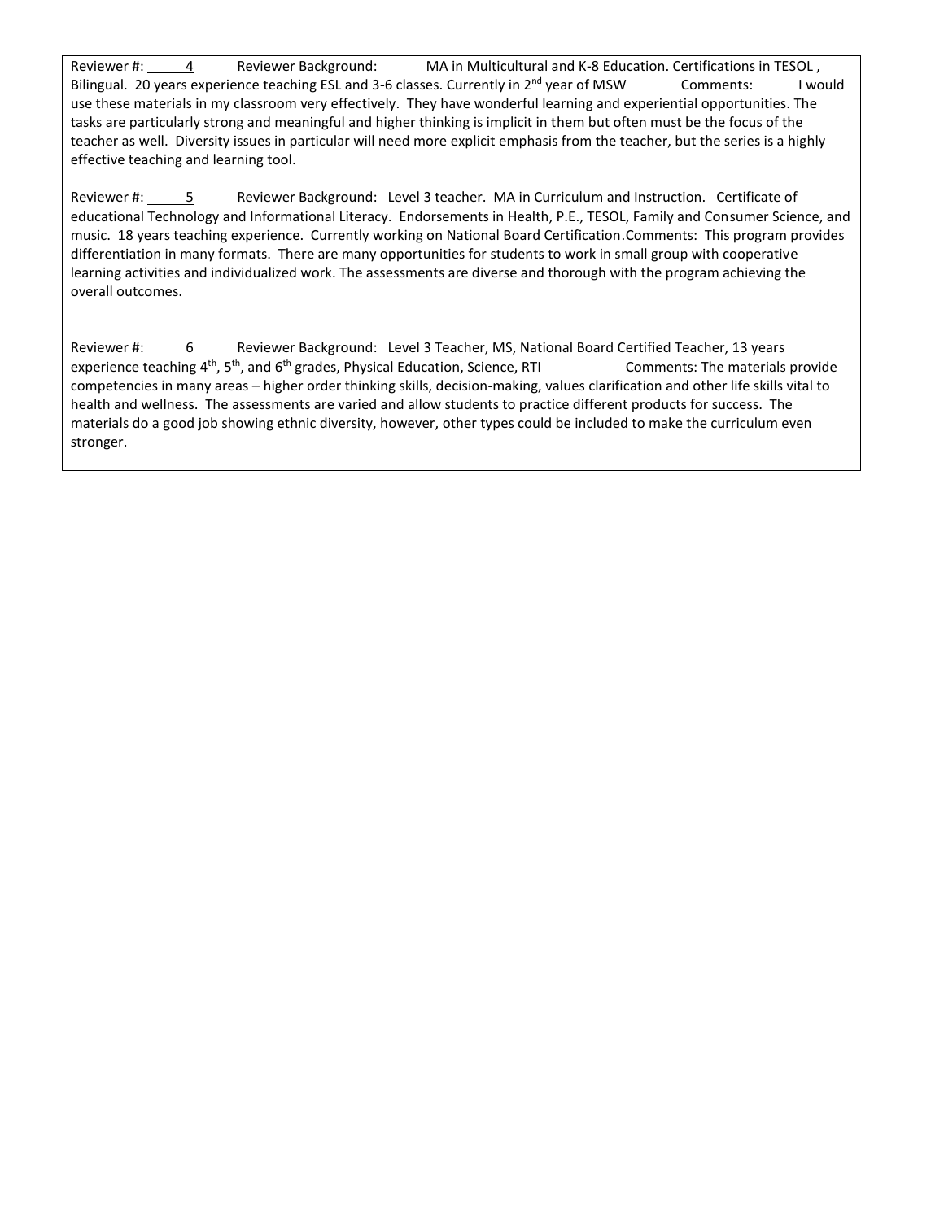Reviewer #: 4 Reviewer Background: MA in Multicultural and K-8 Education. Certifications in TESOL , Bilingual. 20 years experience teaching ESL and 3-6 classes. Currently in 2nd year of MSW Comments: I would use these materials in my classroom very effectively. They have wonderful learning and experiential opportunities. The tasks are particularly strong and meaningful and higher thinking is implicit in them but often must be the focus of the teacher as well. Diversity issues in particular will need more explicit emphasis from the teacher, but the series is a highly effective teaching and learning tool.

Reviewer #: 5 Reviewer Background: Level 3 teacher. MA in Curriculum and Instruction. Certificate of educational Technology and Informational Literacy. Endorsements in Health, P.E., TESOL, Family and Consumer Science, and music. 18 years teaching experience. Currently working on National Board Certification.Comments: This program provides differentiation in many formats. There are many opportunities for students to work in small group with cooperative learning activities and individualized work. The assessments are diverse and thorough with the program achieving the overall outcomes.

Reviewer #: 6 Reviewer Background: Level 3 Teacher, MS, National Board Certified Teacher, 13 years experience teaching 4th, 5th, and 6th grades, Physical Education, Science, RTI Comments: The materials provide competencies in many areas – higher order thinking skills, decision-making, values clarification and other life skills vital to health and wellness. The assessments are varied and allow students to practice different products for success. The materials do a good job showing ethnic diversity, however, other types could be included to make the curriculum even stronger.